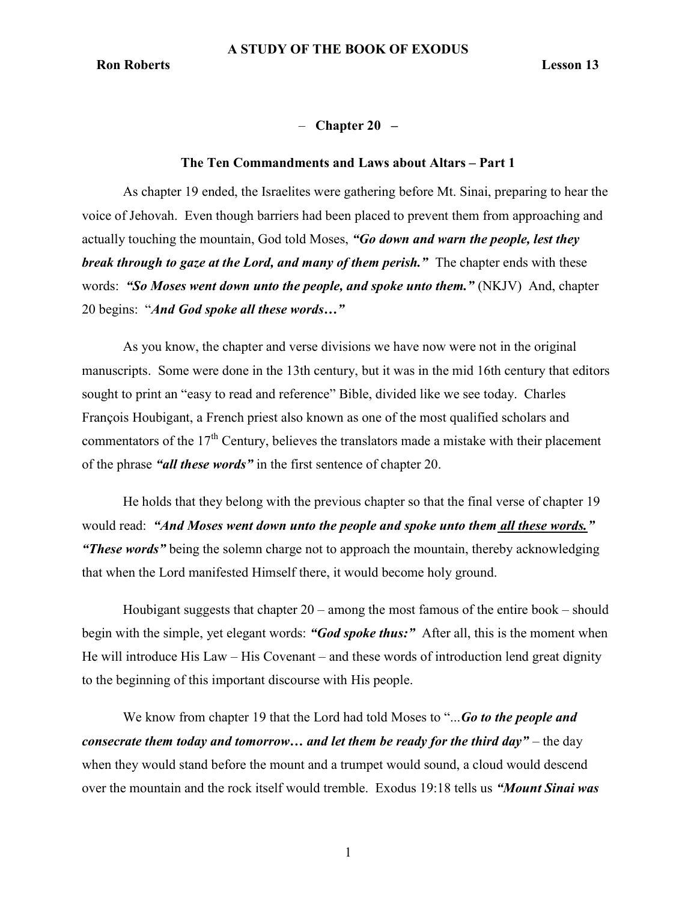# A STUDY OF THE BOOK OF EXODUS

**Ron Roberts** **Lesson 13**

## – Chapter 20 –

### The Ten Commandments and Laws about Altars – Part 1

As chapter 19 ended, the Israelites were gathering before Mt. Sinai, preparing to hear the voice of Jehovah. Even though barriers had been placed to prevent them from approaching and actually touching the mountain, God told Moses, ***"Go down and warn the people, lest they break through to gaze at the Lord, and many of them perish."*** The chapter ends with these words: ***"So Moses went down unto the people, and spoke unto them."*** (NKJV) And, chapter 20 begins: "***And God spoke all these words…"***

As you know, the chapter and verse divisions we have now were not in the original manuscripts. Some were done in the 13th century, but it was in the mid 16th century that editors sought to print an "easy to read and reference" Bible, divided like we see today. Charles François Houbigant, a French priest also known as one of the most qualified scholars and commentators of the 17th Century, believes the translators made a mistake with their placement of the phrase ***"all these words"*** in the first sentence of chapter 20.

He holds that they belong with the previous chapter so that the final verse of chapter 19 would read: ***"And Moses went down unto the people and spoke unto them <u>all these words.</u>"*** ***"These words"*** being the solemn charge not to approach the mountain, thereby acknowledging that when the Lord manifested Himself there, it would become holy ground.

Houbigant suggests that chapter 20 – among the most famous of the entire book – should begin with the simple, yet elegant words: ***"God spoke thus:"*** After all, this is the moment when He will introduce His Law – His Covenant – and these words of introduction lend great dignity to the beginning of this important discourse with His people.

We know from chapter 19 that the Lord had told Moses to "...***Go to the people and consecrate them today and tomorrow… and let them be ready for the third day"*** – the day when they would stand before the mount and a trumpet would sound, a cloud would descend over the mountain and the rock itself would tremble. Exodus 19:18 tells us ***"Mount Sinai was***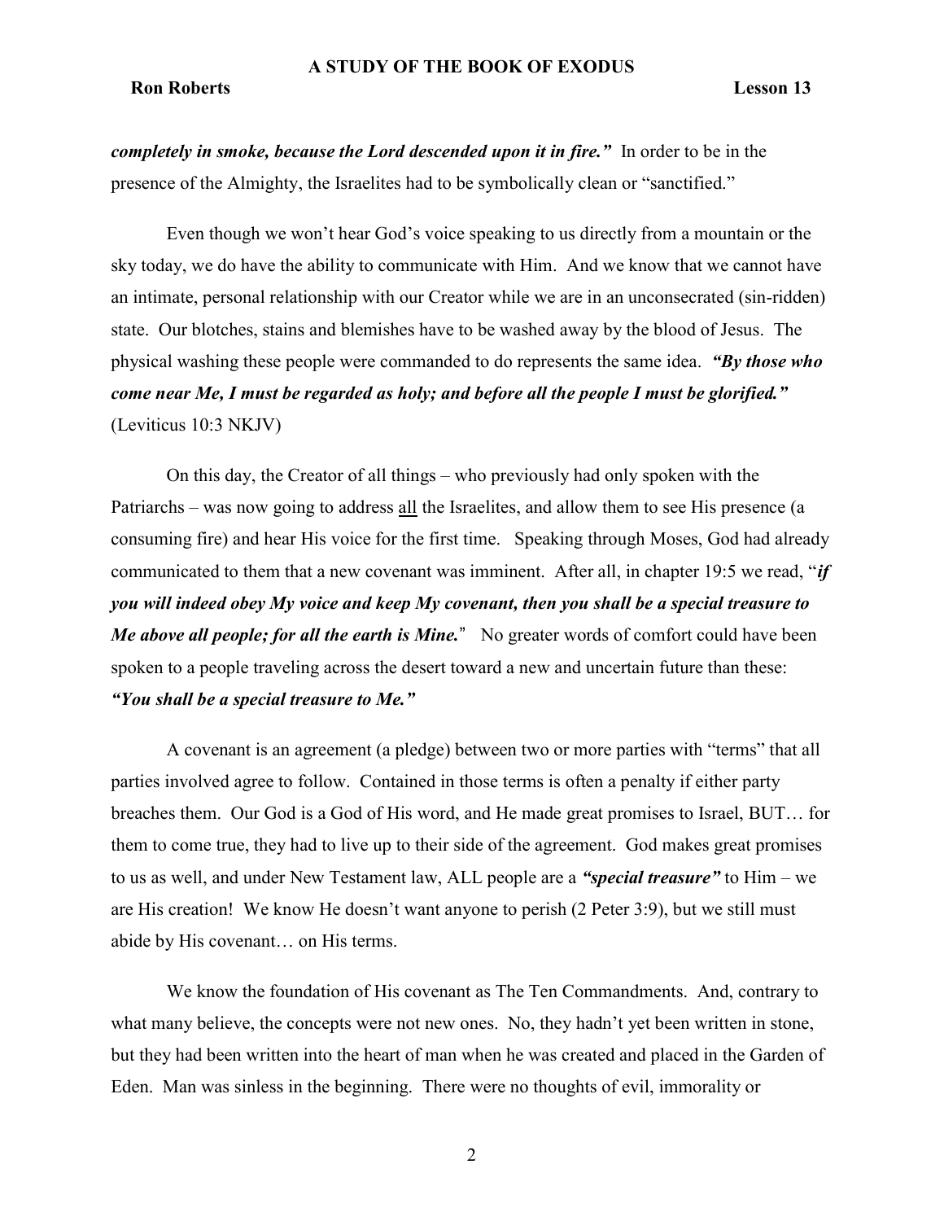***completely in smoke, because the Lord descended upon it in fire."*** In order to be in the presence of the Almighty, the Israelites had to be symbolically clean or "sanctified."

Even though we won't hear God's voice speaking to us directly from a mountain or the sky today, we do have the ability to communicate with Him. And we know that we cannot have an intimate, personal relationship with our Creator while we are in an unconsecrated (sin-ridden) state. Our blotches, stains and blemishes have to be washed away by the blood of Jesus. The physical washing these people were commanded to do represents the same idea. ***"By those who come near Me, I must be regarded as holy; and before all the people I must be glorified."*** (Leviticus 10:3 NKJV)

On this day, the Creator of all things – who previously had only spoken with the Patriarchs – was now going to address <u>all</u> the Israelites, and allow them to see His presence (a consuming fire) and hear His voice for the first time. Speaking through Moses, God had already communicated to them that a new covenant was imminent. After all, in chapter 19:5 we read, "***if you will indeed obey My voice and keep My covenant, then you shall be a special treasure to Me above all people; for all the earth is Mine.***" No greater words of comfort could have been spoken to a people traveling across the desert toward a new and uncertain future than these: ***"You shall be a special treasure to Me."***

A covenant is an agreement (a pledge) between two or more parties with "terms" that all parties involved agree to follow. Contained in those terms is often a penalty if either party breaches them. Our God is a God of His word, and He made great promises to Israel, BUT… for them to come true, they had to live up to their side of the agreement. God makes great promises to us as well, and under New Testament law, ALL people are a ***"special treasure"*** to Him – we are His creation! We know He doesn't want anyone to perish (2 Peter 3:9), but we still must abide by His covenant… on His terms.

We know the foundation of His covenant as The Ten Commandments. And, contrary to what many believe, the concepts were not new ones. No, they hadn't yet been written in stone, but they had been written into the heart of man when he was created and placed in the Garden of Eden. Man was sinless in the beginning. There were no thoughts of evil, immorality or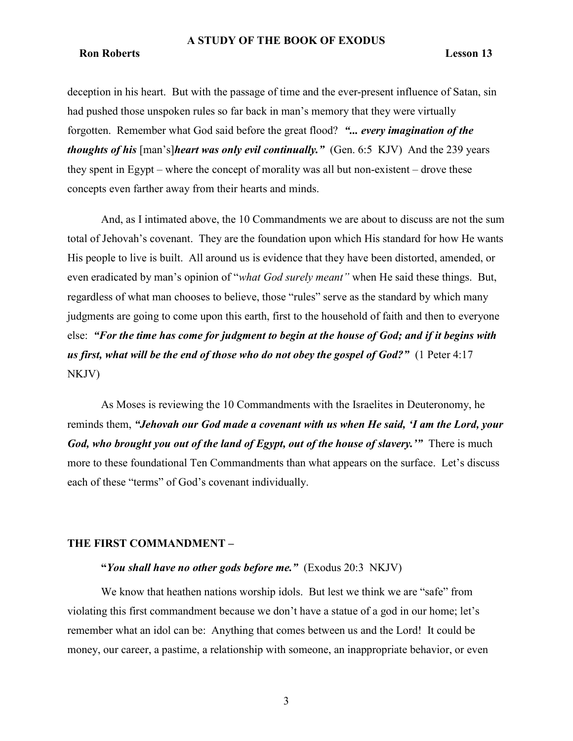deception in his heart. But with the passage of time and the ever-present influence of Satan, sin had pushed those unspoken rules so far back in man's memory that they were virtually forgotten. Remember what God said before the great flood? ***"... every imagination of the thoughts of his*** [man's]***heart was only evil continually."*** (Gen. 6:5 KJV) And the 239 years they spent in Egypt – where the concept of morality was all but non-existent – drove these concepts even farther away from their hearts and minds.

And, as I intimated above, the 10 Commandments we are about to discuss are not the sum total of Jehovah's covenant. They are the foundation upon which His standard for how He wants His people to live is built. All around us is evidence that they have been distorted, amended, or even eradicated by man's opinion of "*what God surely meant"* when He said these things. But, regardless of what man chooses to believe, those "rules" serve as the standard by which many judgments are going to come upon this earth, first to the household of faith and then to everyone else: ***"For the time has come for judgment to begin at the house of God; and if it begins with us first, what will be the end of those who do not obey the gospel of God?"*** (1 Peter 4:17 NKJV)

As Moses is reviewing the 10 Commandments with the Israelites in Deuteronomy, he reminds them, ***"Jehovah our God made a covenant with us when He said, 'I am the Lord, your God, who brought you out of the land of Egypt, out of the house of slavery.'"*** There is much more to these foundational Ten Commandments than what appears on the surface. Let's discuss each of these "terms" of God's covenant individually.

## THE FIRST COMMANDMENT –

**"*You shall have no other gods before me."*** (Exodus 20:3 NKJV)

We know that heathen nations worship idols. But lest we think we are "safe" from violating this first commandment because we don't have a statue of a god in our home; let's remember what an idol can be: Anything that comes between us and the Lord! It could be money, our career, a pastime, a relationship with someone, an inappropriate behavior, or even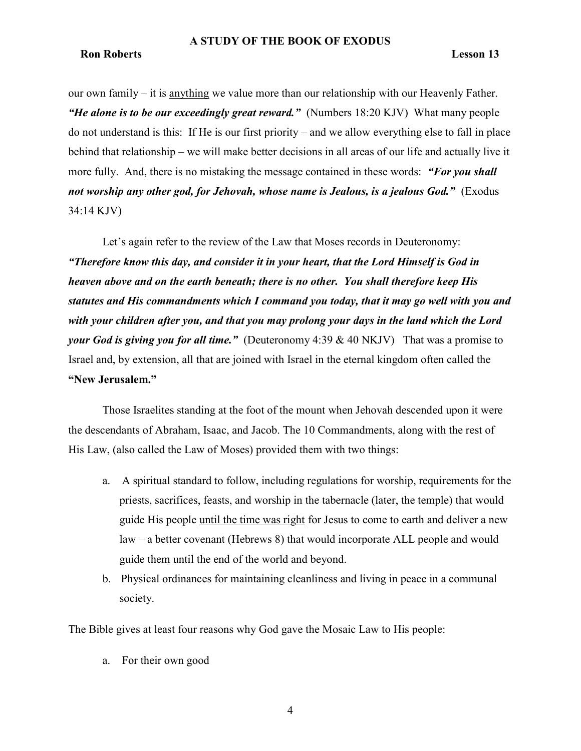our own family – it is <u>anything</u> we value more than our relationship with our Heavenly Father. ***"He alone is to be our exceedingly great reward."*** (Numbers 18:20 KJV) What many people do not understand is this: If He is our first priority – and we allow everything else to fall in place behind that relationship – we will make better decisions in all areas of our life and actually live it more fully. And, there is no mistaking the message contained in these words: ***"For you shall not worship any other god, for Jehovah, whose name is Jealous, is a jealous God."*** (Exodus 34:14 KJV)

Let's again refer to the review of the Law that Moses records in Deuteronomy: ***"Therefore know this day, and consider it in your heart, that the Lord Himself is God in heaven above and on the earth beneath; there is no other. You shall therefore keep His statutes and His commandments which I command you today, that it may go well with you and with your children after you, and that you may prolong your days in the land which the Lord your God is giving you for all time."*** (Deuteronomy 4:39 & 40 NKJV) That was a promise to Israel and, by extension, all that are joined with Israel in the eternal kingdom often called the **"New Jerusalem."**

Those Israelites standing at the foot of the mount when Jehovah descended upon it were the descendants of Abraham, Isaac, and Jacob. The 10 Commandments, along with the rest of His Law, (also called the Law of Moses) provided them with two things:

a. A spiritual standard to follow, including regulations for worship, requirements for the priests, sacrifices, feasts, and worship in the tabernacle (later, the temple) that would guide His people <u>until the time was right</u> for Jesus to come to earth and deliver a new law – a better covenant (Hebrews 8) that would incorporate ALL people and would guide them until the end of the world and beyond.
b. Physical ordinances for maintaining cleanliness and living in peace in a communal society.

The Bible gives at least four reasons why God gave the Mosaic Law to His people:

a. For their own good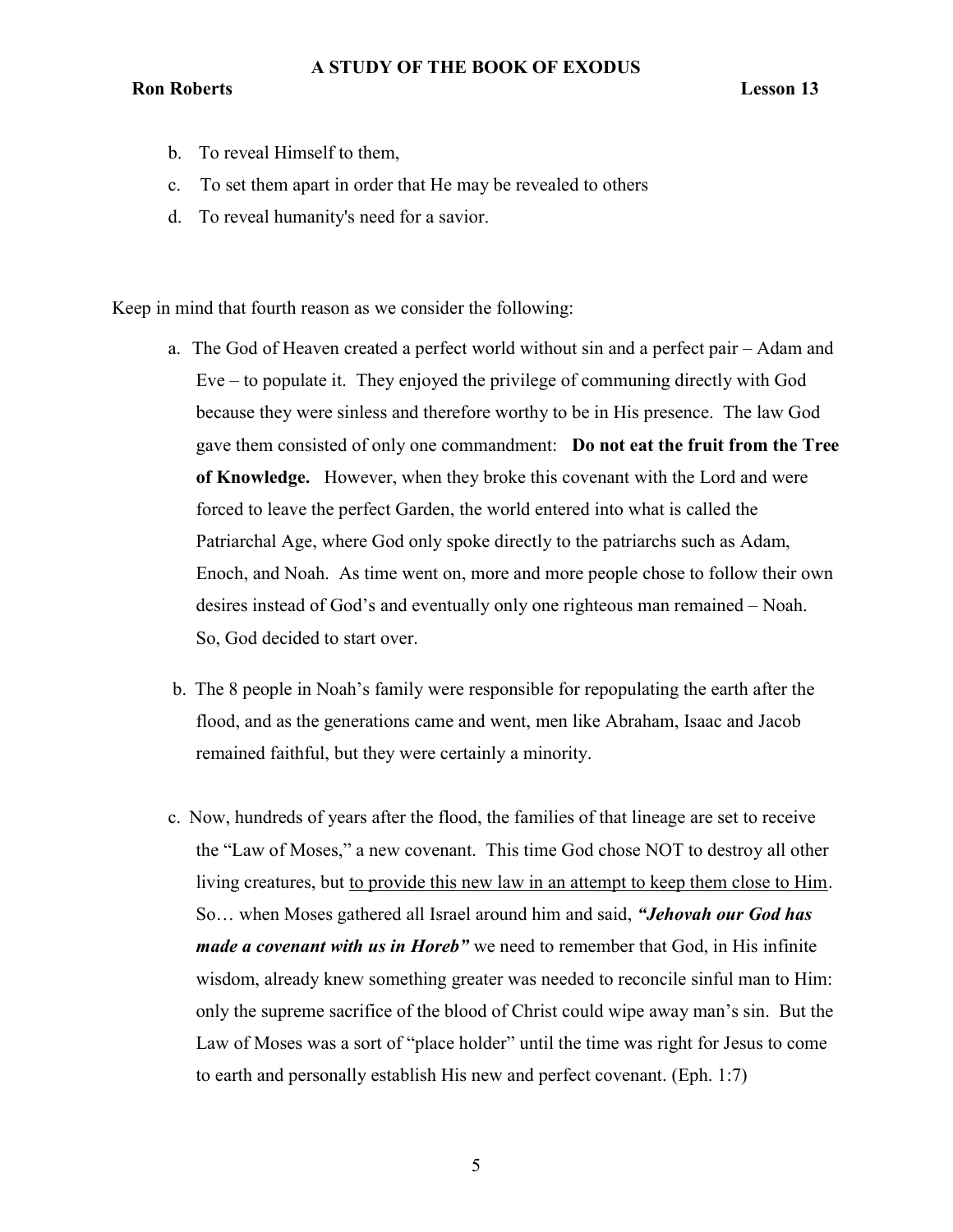b. To reveal Himself to them,

c. To set them apart in order that He may be revealed to others

d. To reveal humanity's need for a savior.

Keep in mind that fourth reason as we consider the following:

a. The God of Heaven created a perfect world without sin and a perfect pair – Adam and Eve – to populate it. They enjoyed the privilege of communing directly with God because they were sinless and therefore worthy to be in His presence. The law God gave them consisted of only one commandment: **Do not eat the fruit from the Tree of Knowledge.** However, when they broke this covenant with the Lord and were forced to leave the perfect Garden, the world entered into what is called the Patriarchal Age, where God only spoke directly to the patriarchs such as Adam, Enoch, and Noah. As time went on, more and more people chose to follow their own desires instead of God's and eventually only one righteous man remained – Noah. So, God decided to start over.

b. The 8 people in Noah's family were responsible for repopulating the earth after the flood, and as the generations came and went, men like Abraham, Isaac and Jacob remained faithful, but they were certainly a minority.

c. Now, hundreds of years after the flood, the families of that lineage are set to receive the "Law of Moses," a new covenant. This time God chose NOT to destroy all other living creatures, but <u>to provide this new law in an attempt to keep them close to Him</u>. So… when Moses gathered all Israel around him and said, ***"Jehovah our God has made a covenant with us in Horeb"*** we need to remember that God, in His infinite wisdom, already knew something greater was needed to reconcile sinful man to Him: only the supreme sacrifice of the blood of Christ could wipe away man's sin. But the Law of Moses was a sort of "place holder" until the time was right for Jesus to come to earth and personally establish His new and perfect covenant. (Eph. 1:7)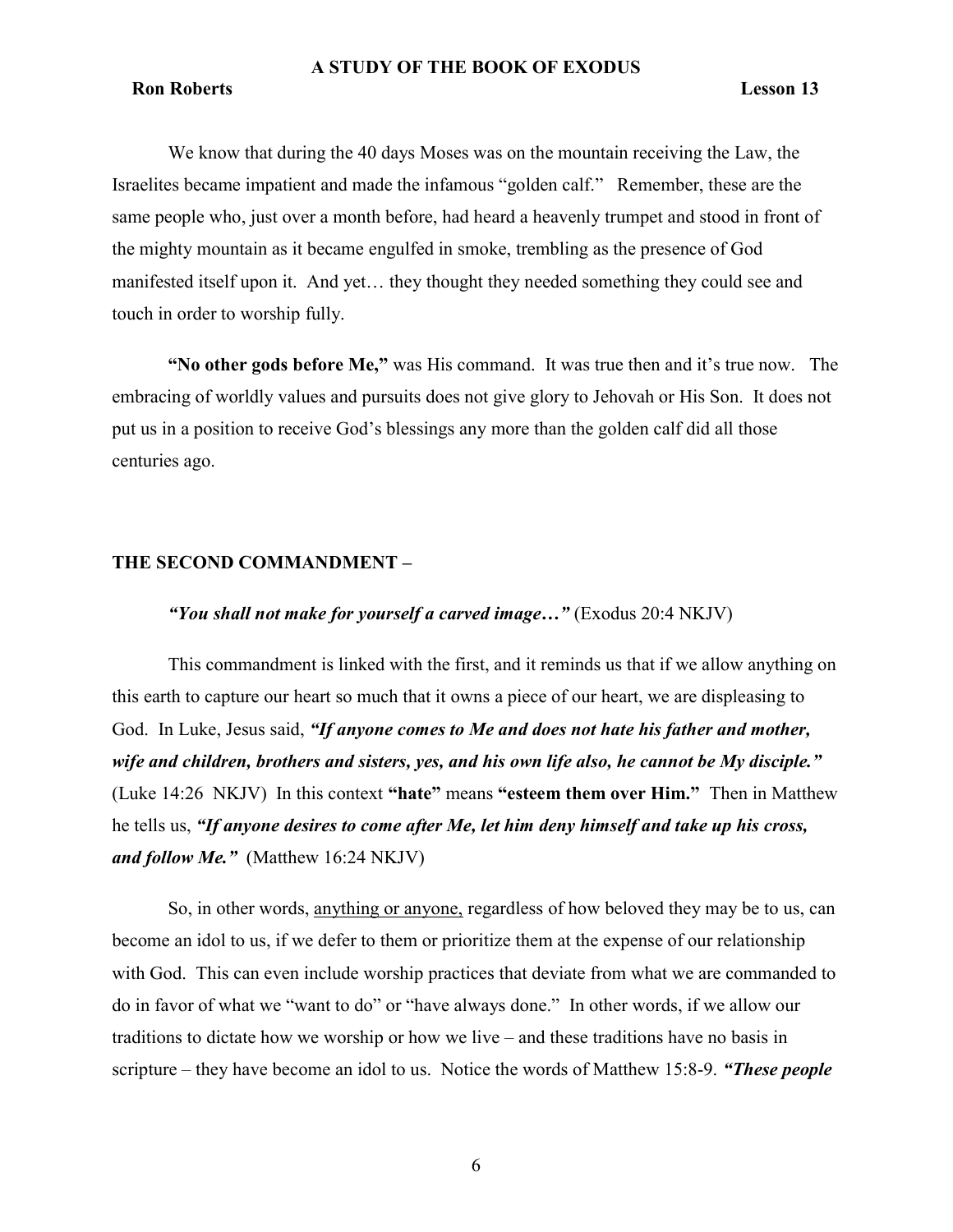We know that during the 40 days Moses was on the mountain receiving the Law, the Israelites became impatient and made the infamous "golden calf." Remember, these are the same people who, just over a month before, had heard a heavenly trumpet and stood in front of the mighty mountain as it became engulfed in smoke, trembling as the presence of God manifested itself upon it. And yet… they thought they needed something they could see and touch in order to worship fully.

**"No other gods before Me,"** was His command. It was true then and it's true now. The embracing of worldly values and pursuits does not give glory to Jehovah or His Son. It does not put us in a position to receive God's blessings any more than the golden calf did all those centuries ago.

## THE SECOND COMMANDMENT –

***"You shall not make for yourself a carved image…"*** (Exodus 20:4 NKJV)

This commandment is linked with the first, and it reminds us that if we allow anything on this earth to capture our heart so much that it owns a piece of our heart, we are displeasing to God. In Luke, Jesus said, ***"If anyone comes to Me and does not hate his father and mother, wife and children, brothers and sisters, yes, and his own life also, he cannot be My disciple."*** (Luke 14:26 NKJV) In this context **"hate"** means **"esteem them over Him."** Then in Matthew he tells us, ***"If anyone desires to come after Me, let him deny himself and take up his cross, and follow Me."*** (Matthew 16:24 NKJV)

So, in other words, <u>anything or anyone,</u> regardless of how beloved they may be to us, can become an idol to us, if we defer to them or prioritize them at the expense of our relationship with God. This can even include worship practices that deviate from what we are commanded to do in favor of what we "want to do" or "have always done." In other words, if we allow our traditions to dictate how we worship or how we live – and these traditions have no basis in scripture – they have become an idol to us. Notice the words of Matthew 15:8-9. ***"These people***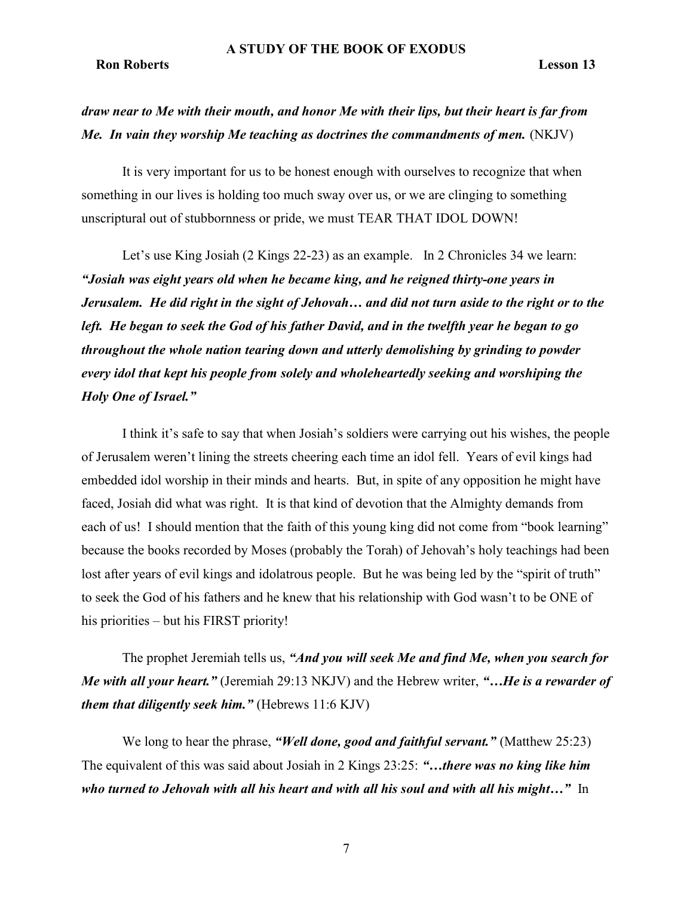***draw near to Me with their mouth, and honor Me with their lips, but their heart is far from Me. In vain they worship Me teaching as doctrines the commandments of men.*** (NKJV)

It is very important for us to be honest enough with ourselves to recognize that when something in our lives is holding too much sway over us, or we are clinging to something unscriptural out of stubbornness or pride, we must TEAR THAT IDOL DOWN!

Let's use King Josiah (2 Kings 22-23) as an example. In 2 Chronicles 34 we learn: ***"Josiah was eight years old when he became king, and he reigned thirty-one years in Jerusalem. He did right in the sight of Jehovah… and did not turn aside to the right or to the left. He began to seek the God of his father David, and in the twelfth year he began to go throughout the whole nation tearing down and utterly demolishing by grinding to powder every idol that kept his people from solely and wholeheartedly seeking and worshiping the Holy One of Israel."***

I think it's safe to say that when Josiah's soldiers were carrying out his wishes, the people of Jerusalem weren't lining the streets cheering each time an idol fell. Years of evil kings had embedded idol worship in their minds and hearts. But, in spite of any opposition he might have faced, Josiah did what was right. It is that kind of devotion that the Almighty demands from each of us! I should mention that the faith of this young king did not come from "book learning" because the books recorded by Moses (probably the Torah) of Jehovah's holy teachings had been lost after years of evil kings and idolatrous people. But he was being led by the "spirit of truth" to seek the God of his fathers and he knew that his relationship with God wasn't to be ONE of his priorities – but his FIRST priority!

The prophet Jeremiah tells us, ***"And you will seek Me and find Me, when you search for Me with all your heart."*** (Jeremiah 29:13 NKJV) and the Hebrew writer, ***"…He is a rewarder of them that diligently seek him."*** (Hebrews 11:6 KJV)

We long to hear the phrase, ***"Well done, good and faithful servant."*** (Matthew 25:23) The equivalent of this was said about Josiah in 2 Kings 23:25: ***"…there was no king like him who turned to Jehovah with all his heart and with all his soul and with all his might…"*** In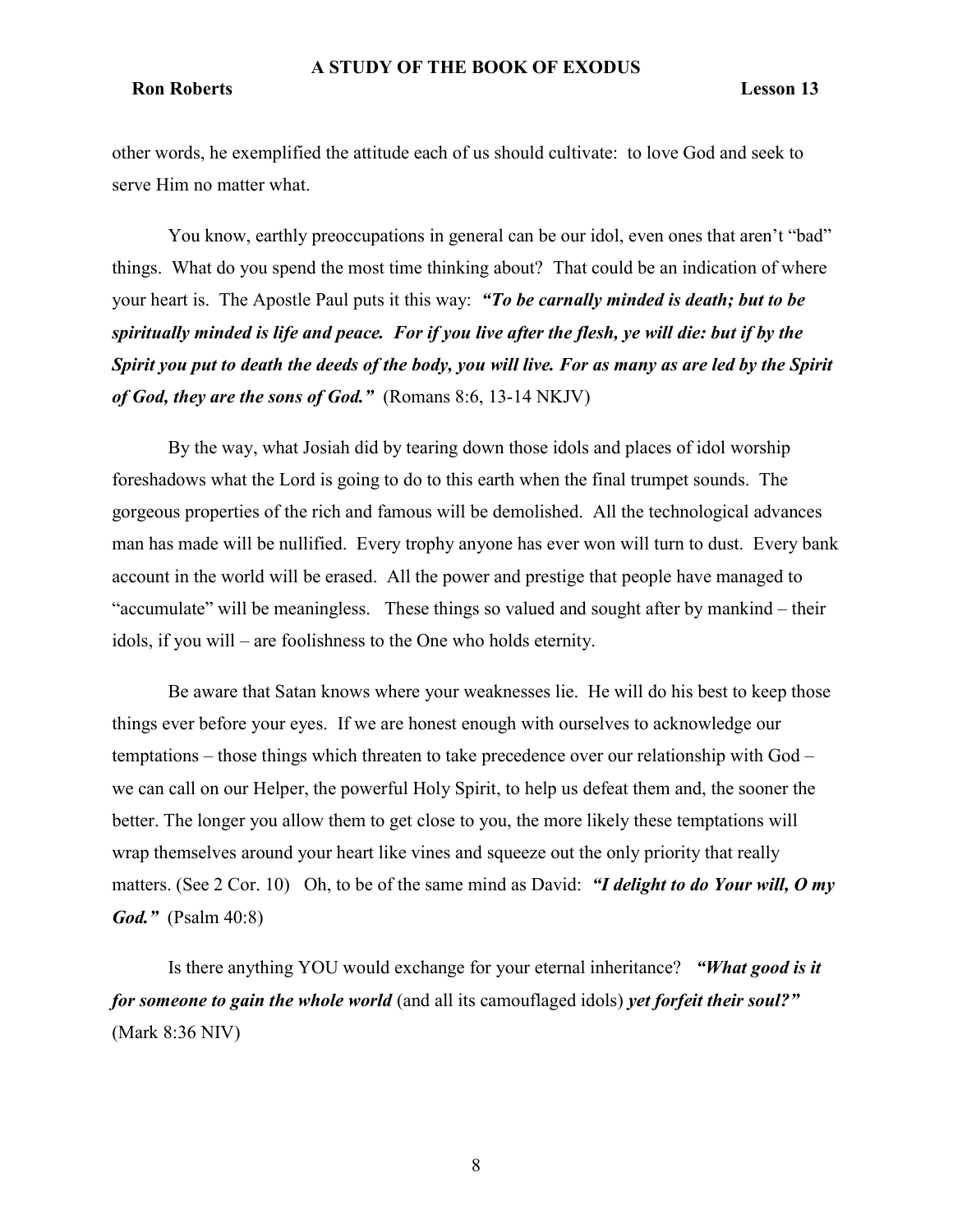other words, he exemplified the attitude each of us should cultivate: to love God and seek to serve Him no matter what.

You know, earthly preoccupations in general can be our idol, even ones that aren't "bad" things. What do you spend the most time thinking about? That could be an indication of where your heart is. The Apostle Paul puts it this way: ***"To be carnally minded is death; but to be spiritually minded is life and peace. For if you live after the flesh, ye will die: but if by the Spirit you put to death the deeds of the body, you will live. For as many as are led by the Spirit of God, they are the sons of God."*** (Romans 8:6, 13-14 NKJV)

By the way, what Josiah did by tearing down those idols and places of idol worship foreshadows what the Lord is going to do to this earth when the final trumpet sounds. The gorgeous properties of the rich and famous will be demolished. All the technological advances man has made will be nullified. Every trophy anyone has ever won will turn to dust. Every bank account in the world will be erased. All the power and prestige that people have managed to "accumulate" will be meaningless. These things so valued and sought after by mankind – their idols, if you will – are foolishness to the One who holds eternity.

Be aware that Satan knows where your weaknesses lie. He will do his best to keep those things ever before your eyes. If we are honest enough with ourselves to acknowledge our temptations – those things which threaten to take precedence over our relationship with God – we can call on our Helper, the powerful Holy Spirit, to help us defeat them and, the sooner the better. The longer you allow them to get close to you, the more likely these temptations will wrap themselves around your heart like vines and squeeze out the only priority that really matters. (See 2 Cor. 10) Oh, to be of the same mind as David: ***"I delight to do Your will, O my God."*** (Psalm 40:8)

Is there anything YOU would exchange for your eternal inheritance? ***"What good is it for someone to gain the whole world*** (and all its camouflaged idols) ***yet forfeit their soul?"*** (Mark 8:36 NIV)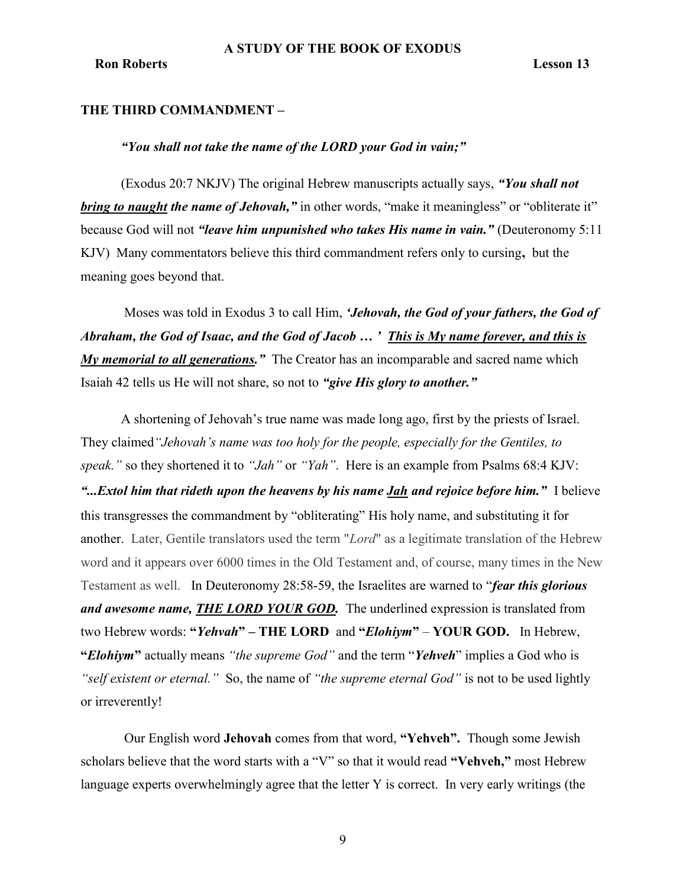**THE THIRD COMMANDMENT –**

***"You shall not take the name of the LORD your God in vain;"***

(Exodus 20:7 NKJV) The original Hebrew manuscripts actually says, ***"You shall not <u>bring to naught</u> the name of Jehovah,"*** in other words, "make it meaningless" or "obliterate it" because God will not ***"leave him unpunished who takes His name in vain."*** (Deuteronomy 5:11 KJV) Many commentators believe this third commandment refers only to cursing**,** but the meaning goes beyond that.

Moses was told in Exodus 3 to call Him, ***'Jehovah, the God of your fathers, the God of Abraham, the God of Isaac, and the God of Jacob … ' <u>This is My name forever, and this is My memorial to all generations.</u>"*** The Creator has an incomparable and sacred name which Isaiah 42 tells us He will not share, so not to ***"give His glory to another."***

A shortening of Jehovah's true name was made long ago, first by the priests of Israel. They claimed *"Jehovah's name was too holy for the people, especially for the Gentiles, to speak."* so they shortened it to *"Jah"* or *"Yah"*. Here is an example from Psalms 68:4 KJV: ***"...Extol him that rideth upon the heavens by his name <u>Jah</u> and rejoice before him."*** I believe this transgresses the commandment by "obliterating" His holy name, and substituting it for another. Later, Gentile translators used the term "*Lord*" as a legitimate translation of the Hebrew word and it appears over 6000 times in the Old Testament and, of course, many times in the New Testament as well. In Deuteronomy 28:58-59, the Israelites are warned to "***fear this glorious and awesome name, <u>THE LORD YOUR GOD</u>.*** The underlined expression is translated from two Hebrew words: **"*Yehvah*" – THE LORD** and **"*Elohiym*"** – **YOUR GOD.** In Hebrew, **"*Elohiym*"** actually means *"the supreme God"* and the term "***Yehveh***" implies a God who is *"self existent or eternal."* So, the name of *"the supreme eternal God"* is not to be used lightly or irreverently!

Our English word **Jehovah** comes from that word, **"Yehveh".** Though some Jewish scholars believe that the word starts with a "V" so that it would read **"Vehveh,"** most Hebrew language experts overwhelmingly agree that the letter Y is correct. In very early writings (the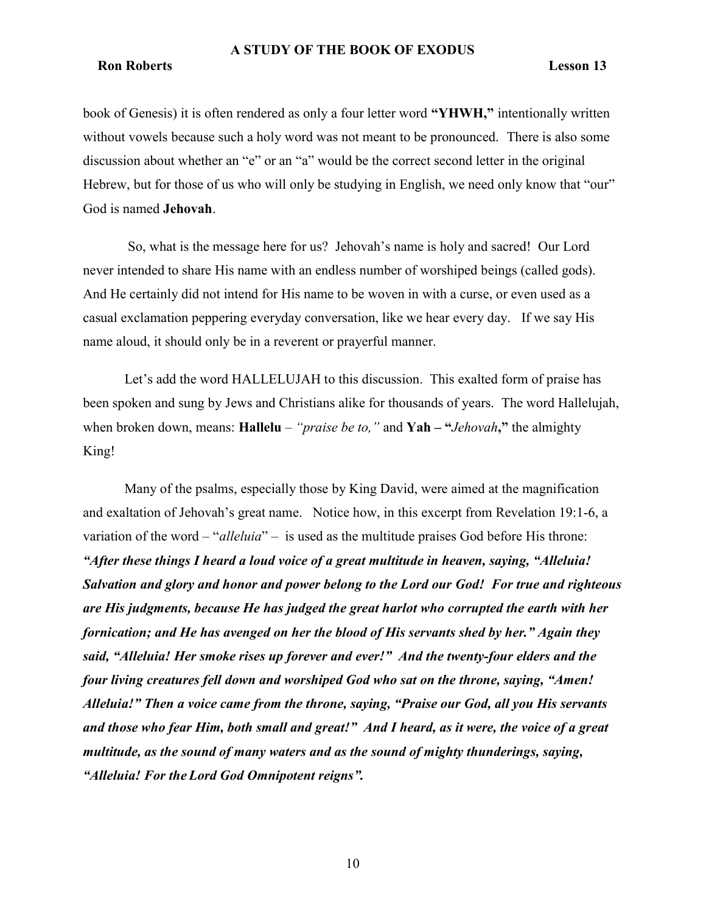book of Genesis) it is often rendered as only a four letter word **"YHWH,"** intentionally written without vowels because such a holy word was not meant to be pronounced. There is also some discussion about whether an "e" or an "a" would be the correct second letter in the original Hebrew, but for those of us who will only be studying in English, we need only know that "our" God is named **Jehovah**.

So, what is the message here for us? Jehovah's name is holy and sacred! Our Lord never intended to share His name with an endless number of worshiped beings (called gods). And He certainly did not intend for His name to be woven in with a curse, or even used as a casual exclamation peppering everyday conversation, like we hear every day. If we say His name aloud, it should only be in a reverent or prayerful manner.

Let's add the word HALLELUJAH to this discussion. This exalted form of praise has been spoken and sung by Jews and Christians alike for thousands of years. The word Hallelujah, when broken down, means: **Hallelu** – *"praise be to,"* and **Yah – "***Jehovah***,"** the almighty King!

Many of the psalms, especially those by King David, were aimed at the magnification and exaltation of Jehovah's great name. Notice how, in this excerpt from Revelation 19:1-6, a variation of the word – "*alleluia*" – is used as the multitude praises God before His throne: ***"After these things I heard a loud voice of a great multitude in heaven, saying, "Alleluia! Salvation and glory and honor and power belong to the Lord our God! For true and righteous are His judgments, because He has judged the great harlot who corrupted the earth with her fornication; and He has avenged on her the blood of His servants shed by her." Again they said, "Alleluia! Her smoke rises up forever and ever!" And the twenty-four elders and the four living creatures fell down and worshiped God who sat on the throne, saying, "Amen! Alleluia!" Then a voice came from the throne, saying, "Praise our God, all you His servants and those who fear Him, both small and great!" And I heard, as it were, the voice of a great multitude, as the sound of many waters and as the sound of mighty thunderings, saying, "Alleluia! For the Lord God Omnipotent reigns".***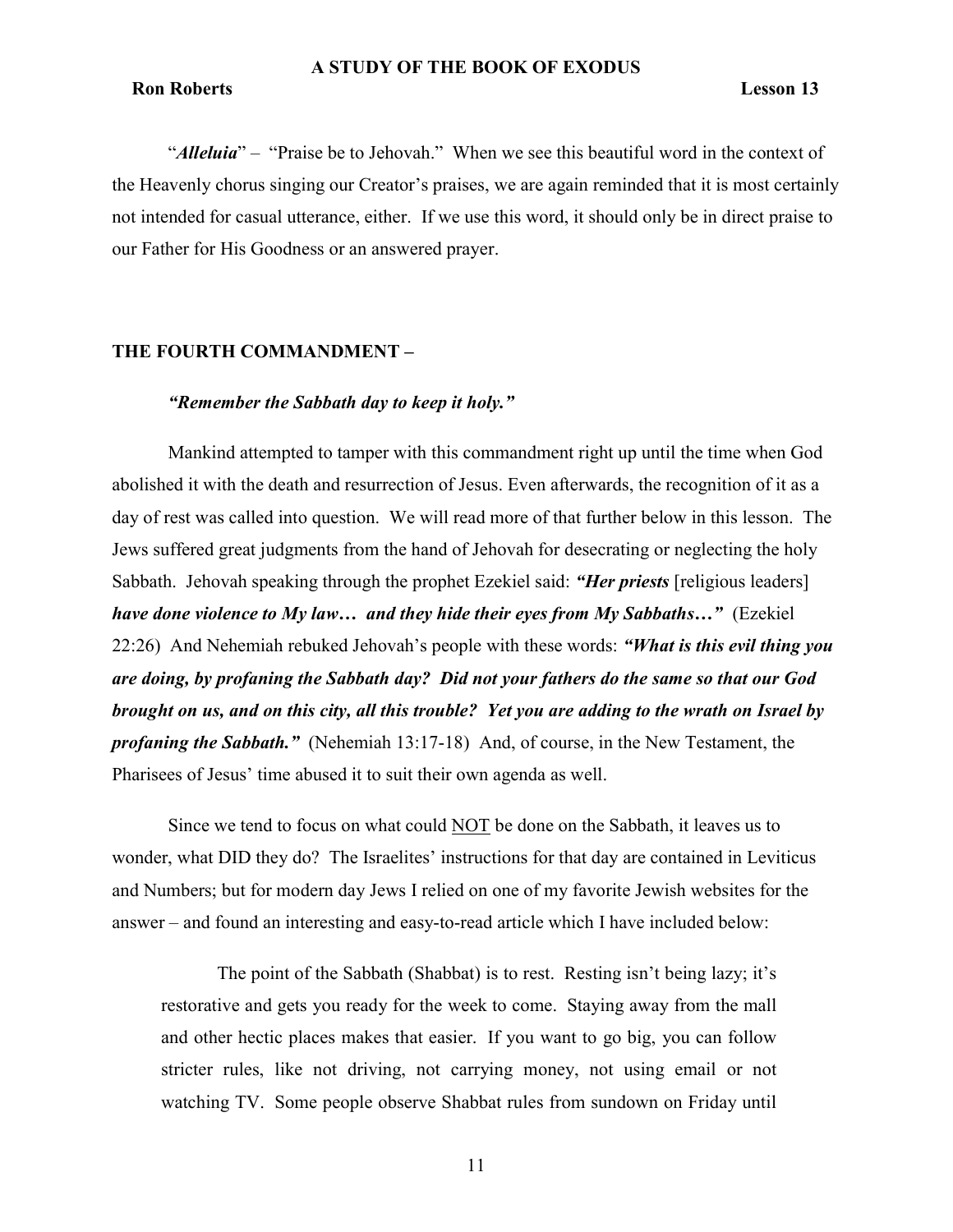"***Alleluia***" – "Praise be to Jehovah." When we see this beautiful word in the context of the Heavenly chorus singing our Creator's praises, we are again reminded that it is most certainly not intended for casual utterance, either. If we use this word, it should only be in direct praise to our Father for His Goodness or an answered prayer.

## THE FOURTH COMMANDMENT –

***"Remember the Sabbath day to keep it holy."***

Mankind attempted to tamper with this commandment right up until the time when God abolished it with the death and resurrection of Jesus. Even afterwards, the recognition of it as a day of rest was called into question. We will read more of that further below in this lesson. The Jews suffered great judgments from the hand of Jehovah for desecrating or neglecting the holy Sabbath. Jehovah speaking through the prophet Ezekiel said: ***"Her priests*** [religious leaders] ***have done violence to My law… and they hide their eyes from My Sabbaths…"*** (Ezekiel 22:26) And Nehemiah rebuked Jehovah's people with these words: ***"What is this evil thing you are doing, by profaning the Sabbath day? Did not your fathers do the same so that our God brought on us, and on this city, all this trouble? Yet you are adding to the wrath on Israel by profaning the Sabbath."*** (Nehemiah 13:17-18) And, of course, in the New Testament, the Pharisees of Jesus' time abused it to suit their own agenda as well.

Since we tend to focus on what could <u>NOT</u> be done on the Sabbath, it leaves us to wonder, what DID they do? The Israelites' instructions for that day are contained in Leviticus and Numbers; but for modern day Jews I relied on one of my favorite Jewish websites for the answer – and found an interesting and easy-to-read article which I have included below:

> The point of the Sabbath (Shabbat) is to rest. Resting isn't being lazy; it's restorative and gets you ready for the week to come. Staying away from the mall and other hectic places makes that easier. If you want to go big, you can follow stricter rules, like not driving, not carrying money, not using email or not watching TV. Some people observe Shabbat rules from sundown on Friday until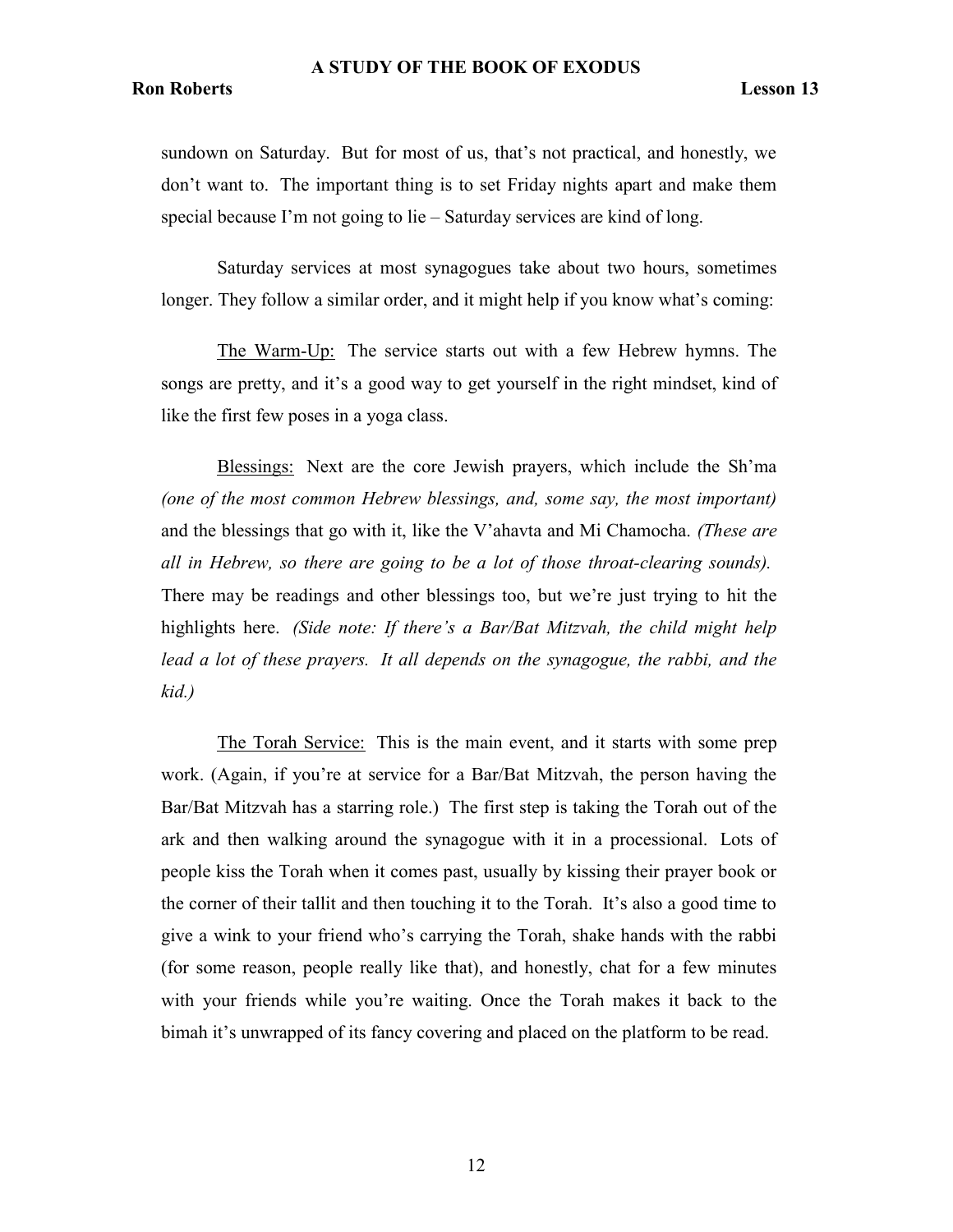sundown on Saturday. But for most of us, that's not practical, and honestly, we don't want to. The important thing is to set Friday nights apart and make them special because I'm not going to lie – Saturday services are kind of long.

Saturday services at most synagogues take about two hours, sometimes longer. They follow a similar order, and it might help if you know what's coming:

<u>The Warm-Up:</u> The service starts out with a few Hebrew hymns. The songs are pretty, and it's a good way to get yourself in the right mindset, kind of like the first few poses in a yoga class.

<u>Blessings:</u> Next are the core Jewish prayers, which include the Sh'ma *(one of the most common Hebrew blessings, and, some say, the most important)* and the blessings that go with it, like the V'ahavta and Mi Chamocha. *(These are all in Hebrew, so there are going to be a lot of those throat-clearing sounds).* There may be readings and other blessings too, but we're just trying to hit the highlights here. *(Side note: If there's a Bar/Bat Mitzvah, the child might help lead a lot of these prayers. It all depends on the synagogue, the rabbi, and the kid.)*

<u>The Torah Service:</u> This is the main event, and it starts with some prep work. (Again, if you're at service for a Bar/Bat Mitzvah, the person having the Bar/Bat Mitzvah has a starring role.) The first step is taking the Torah out of the ark and then walking around the synagogue with it in a processional. Lots of people kiss the Torah when it comes past, usually by kissing their prayer book or the corner of their tallit and then touching it to the Torah. It's also a good time to give a wink to your friend who's carrying the Torah, shake hands with the rabbi (for some reason, people really like that), and honestly, chat for a few minutes with your friends while you're waiting. Once the Torah makes it back to the bimah it's unwrapped of its fancy covering and placed on the platform to be read.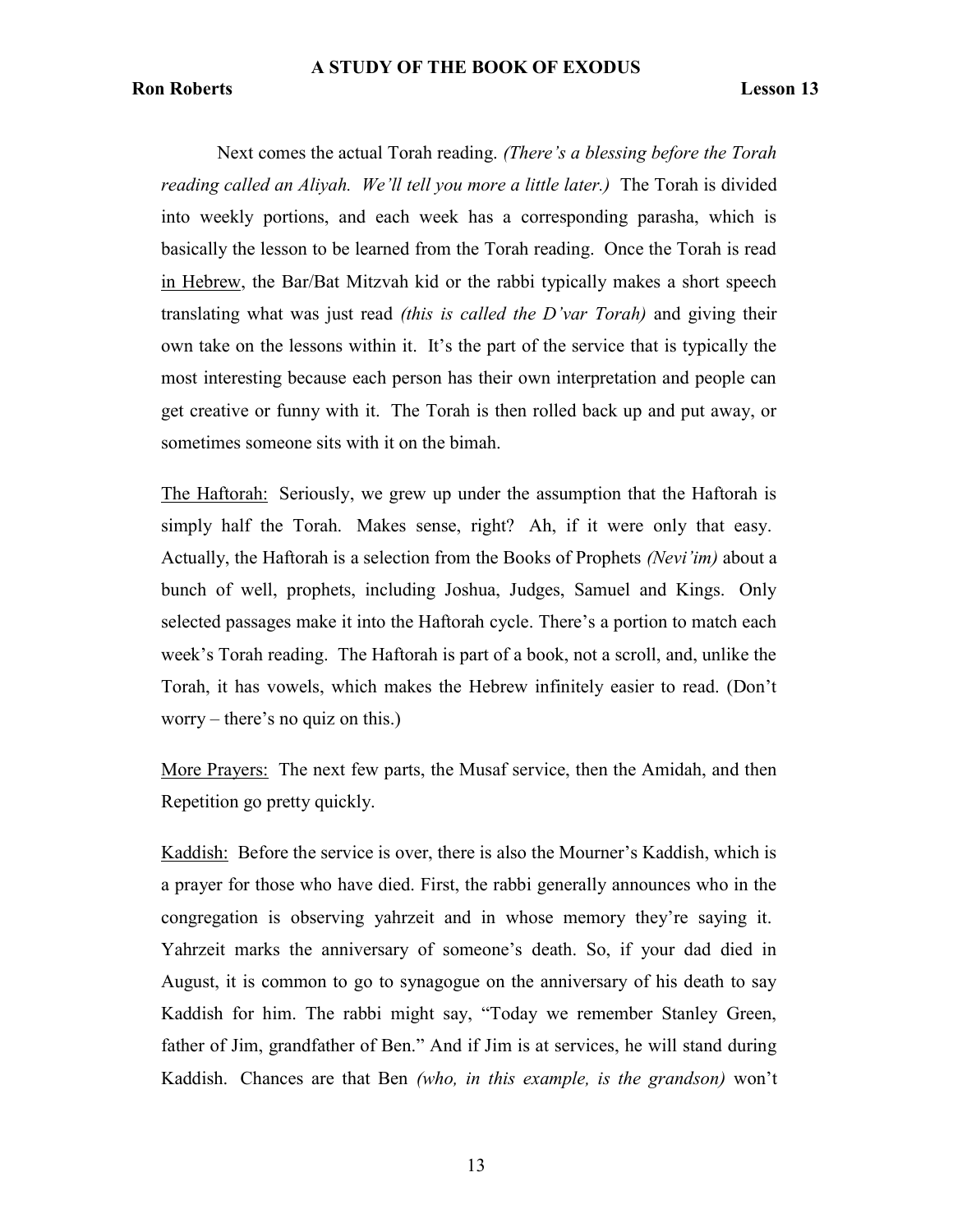Next comes the actual Torah reading. *(There's a blessing before the Torah reading called an Aliyah. We'll tell you more a little later.)* The Torah is divided into weekly portions, and each week has a corresponding parasha, which is basically the lesson to be learned from the Torah reading. Once the Torah is read <u>in Hebrew</u>, the Bar/Bat Mitzvah kid or the rabbi typically makes a short speech translating what was just read *(this is called the D'var Torah)* and giving their own take on the lessons within it. It's the part of the service that is typically the most interesting because each person has their own interpretation and people can get creative or funny with it. The Torah is then rolled back up and put away, or sometimes someone sits with it on the bimah.

<u>The Haftorah:</u> Seriously, we grew up under the assumption that the Haftorah is simply half the Torah. Makes sense, right? Ah, if it were only that easy. Actually, the Haftorah is a selection from the Books of Prophets *(Nevi'im)* about a bunch of well, prophets, including Joshua, Judges, Samuel and Kings. Only selected passages make it into the Haftorah cycle. There's a portion to match each week's Torah reading. The Haftorah is part of a book, not a scroll, and, unlike the Torah, it has vowels, which makes the Hebrew infinitely easier to read. (Don't worry – there's no quiz on this.)

<u>More Prayers:</u> The next few parts, the Musaf service, then the Amidah, and then Repetition go pretty quickly.

<u>Kaddish:</u> Before the service is over, there is also the Mourner's Kaddish, which is a prayer for those who have died. First, the rabbi generally announces who in the congregation is observing yahrzeit and in whose memory they're saying it. Yahrzeit marks the anniversary of someone's death. So, if your dad died in August, it is common to go to synagogue on the anniversary of his death to say Kaddish for him. The rabbi might say, "Today we remember Stanley Green, father of Jim, grandfather of Ben." And if Jim is at services, he will stand during Kaddish. Chances are that Ben *(who, in this example, is the grandson)* won't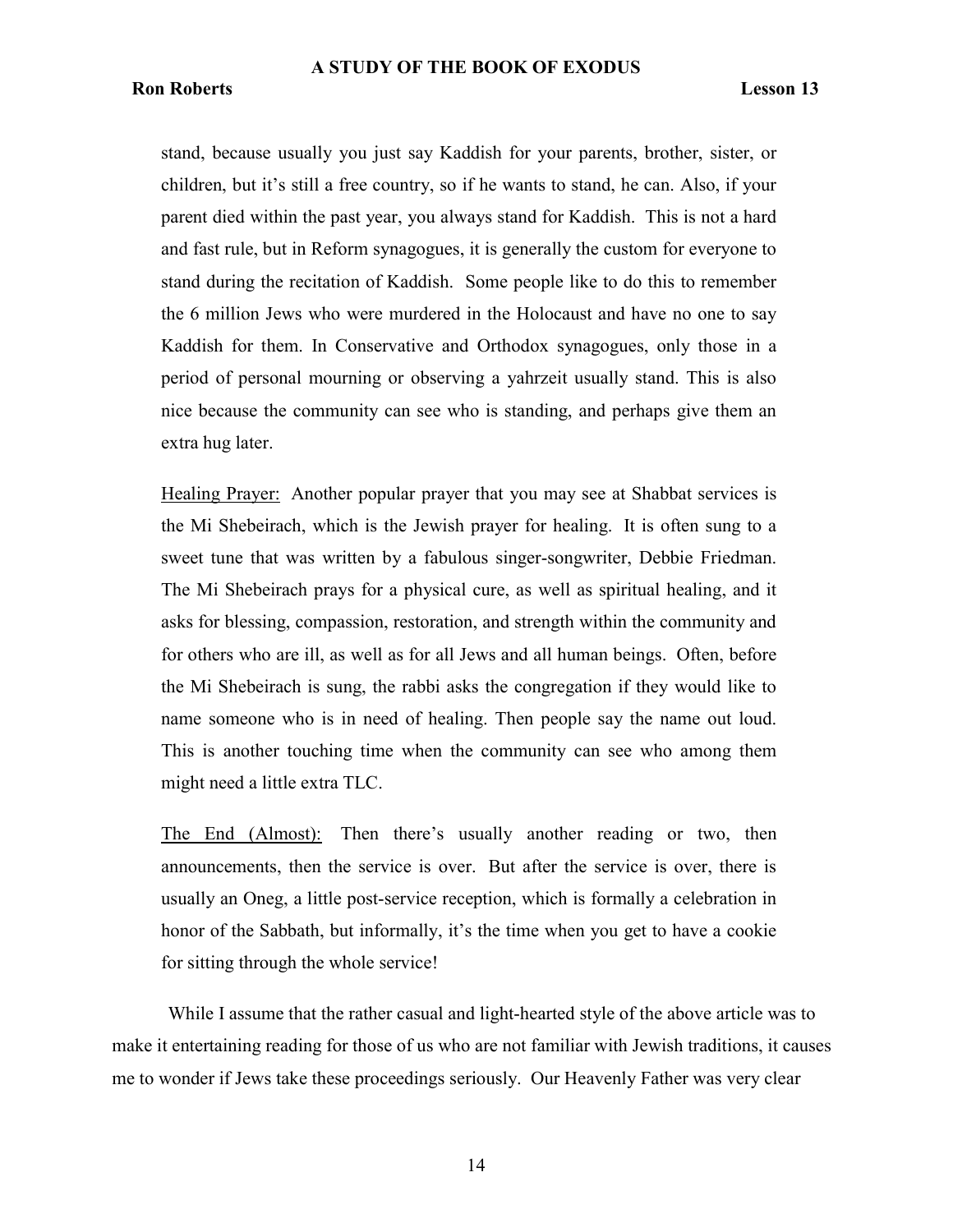stand, because usually you just say Kaddish for your parents, brother, sister, or children, but it's still a free country, so if he wants to stand, he can. Also, if your parent died within the past year, you always stand for Kaddish. This is not a hard and fast rule, but in Reform synagogues, it is generally the custom for everyone to stand during the recitation of Kaddish. Some people like to do this to remember the 6 million Jews who were murdered in the Holocaust and have no one to say Kaddish for them. In Conservative and Orthodox synagogues, only those in a period of personal mourning or observing a yahrzeit usually stand. This is also nice because the community can see who is standing, and perhaps give them an extra hug later.

> <u>Healing Prayer:</u> Another popular prayer that you may see at Shabbat services is the Mi Shebeirach, which is the Jewish prayer for healing. It is often sung to a sweet tune that was written by a fabulous singer-songwriter, Debbie Friedman. The Mi Shebeirach prays for a physical cure, as well as spiritual healing, and it asks for blessing, compassion, restoration, and strength within the community and for others who are ill, as well as for all Jews and all human beings. Often, before the Mi Shebeirach is sung, the rabbi asks the congregation if they would like to name someone who is in need of healing. Then people say the name out loud. This is another touching time when the community can see who among them might need a little extra TLC.

> <u>The End (Almost):</u> Then there's usually another reading or two, then announcements, then the service is over. But after the service is over, there is usually an Oneg, a little post-service reception, which is formally a celebration in honor of the Sabbath, but informally, it's the time when you get to have a cookie for sitting through the whole service!

While I assume that the rather casual and light-hearted style of the above article was to make it entertaining reading for those of us who are not familiar with Jewish traditions, it causes me to wonder if Jews take these proceedings seriously. Our Heavenly Father was very clear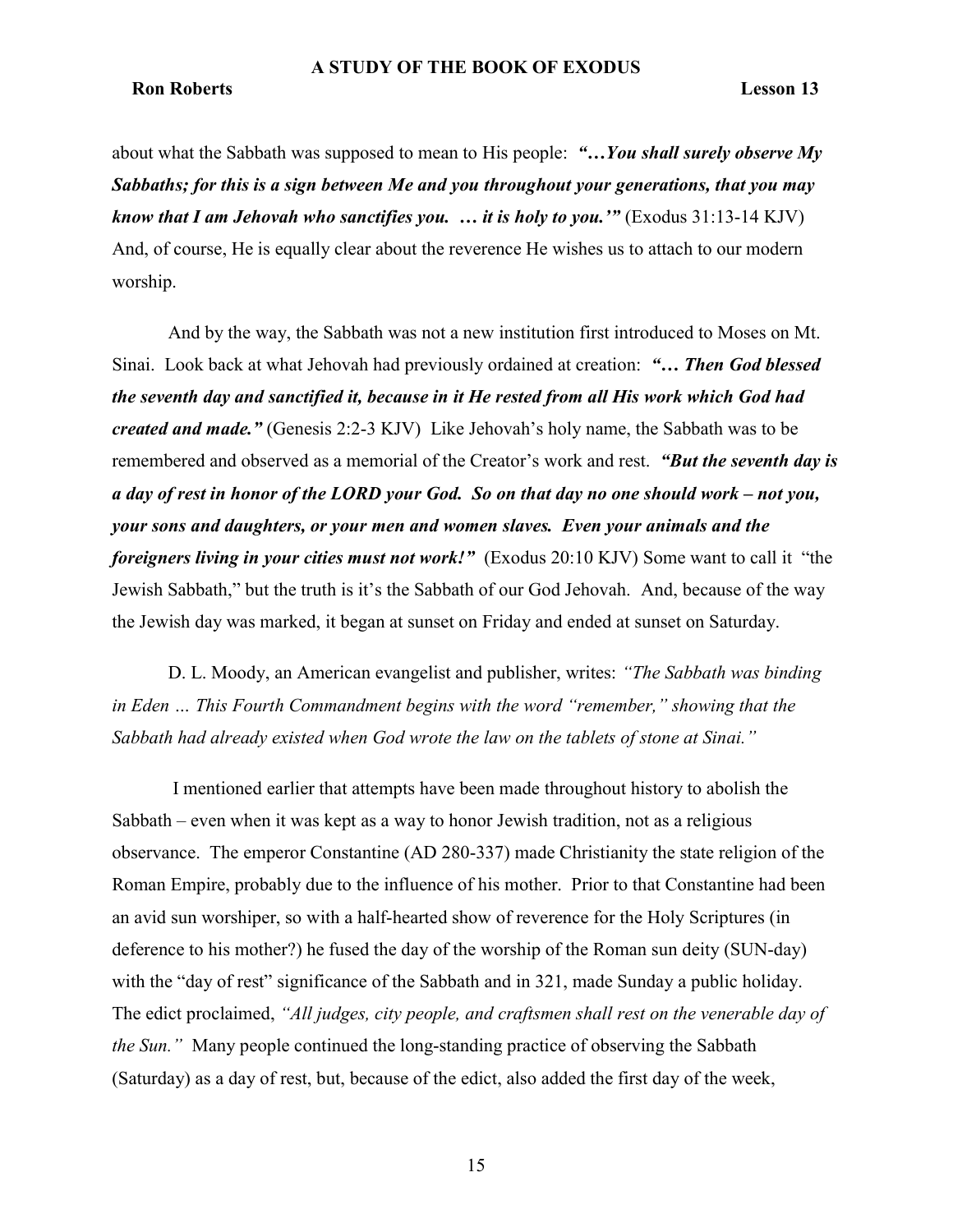about what the Sabbath was supposed to mean to His people: ***"…You shall surely observe My Sabbaths; for this is a sign between Me and you throughout your generations, that you may know that I am Jehovah who sanctifies you. … it is holy to you.'"*** (Exodus 31:13-14 KJV) And, of course, He is equally clear about the reverence He wishes us to attach to our modern worship.

And by the way, the Sabbath was not a new institution first introduced to Moses on Mt. Sinai. Look back at what Jehovah had previously ordained at creation: ***"… Then God blessed the seventh day and sanctified it, because in it He rested from all His work which God had created and made."*** (Genesis 2:2-3 KJV) Like Jehovah's holy name, the Sabbath was to be remembered and observed as a memorial of the Creator's work and rest. ***"But the seventh day is a day of rest in honor of the LORD your God. So on that day no one should work – not you, your sons and daughters, or your men and women slaves. Even your animals and the foreigners living in your cities must not work!"*** (Exodus 20:10 KJV) Some want to call it "the Jewish Sabbath," but the truth is it's the Sabbath of our God Jehovah. And, because of the way the Jewish day was marked, it began at sunset on Friday and ended at sunset on Saturday.

D. L. Moody, an American evangelist and publisher, writes: *"The Sabbath was binding in Eden … This Fourth Commandment begins with the word "remember," showing that the Sabbath had already existed when God wrote the law on the tablets of stone at Sinai."*

I mentioned earlier that attempts have been made throughout history to abolish the Sabbath – even when it was kept as a way to honor Jewish tradition, not as a religious observance. The emperor Constantine (AD 280-337) made Christianity the state religion of the Roman Empire, probably due to the influence of his mother. Prior to that Constantine had been an avid sun worshiper, so with a half-hearted show of reverence for the Holy Scriptures (in deference to his mother?) he fused the day of the worship of the Roman sun deity (SUN-day) with the "day of rest" significance of the Sabbath and in 321, made Sunday a public holiday. The edict proclaimed, *"All judges, city people, and craftsmen shall rest on the venerable day of the Sun."* Many people continued the long-standing practice of observing the Sabbath (Saturday) as a day of rest, but, because of the edict, also added the first day of the week,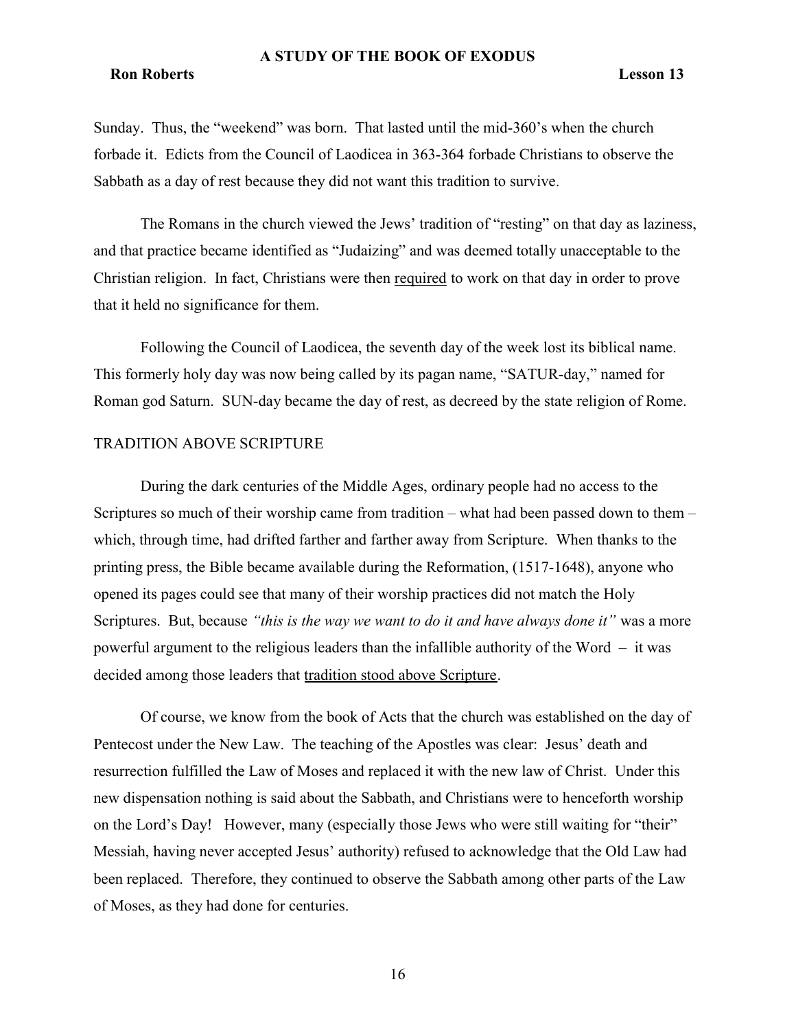Sunday. Thus, the "weekend" was born. That lasted until the mid-360's when the church forbade it. Edicts from the Council of Laodicea in 363-364 forbade Christians to observe the Sabbath as a day of rest because they did not want this tradition to survive.

The Romans in the church viewed the Jews' tradition of "resting" on that day as laziness, and that practice became identified as "Judaizing" and was deemed totally unacceptable to the Christian religion. In fact, Christians were then <u>required</u> to work on that day in order to prove that it held no significance for them.

Following the Council of Laodicea, the seventh day of the week lost its biblical name. This formerly holy day was now being called by its pagan name, "SATUR-day," named for Roman god Saturn. SUN-day became the day of rest, as decreed by the state religion of Rome.

## TRADITION ABOVE SCRIPTURE

During the dark centuries of the Middle Ages, ordinary people had no access to the Scriptures so much of their worship came from tradition – what had been passed down to them – which, through time, had drifted farther and farther away from Scripture. When thanks to the printing press, the Bible became available during the Reformation, (1517-1648), anyone who opened its pages could see that many of their worship practices did not match the Holy Scriptures. But, because *"this is the way we want to do it and have always done it"* was a more powerful argument to the religious leaders than the infallible authority of the Word – it was decided among those leaders that <u>tradition stood above Scripture</u>.

Of course, we know from the book of Acts that the church was established on the day of Pentecost under the New Law. The teaching of the Apostles was clear: Jesus' death and resurrection fulfilled the Law of Moses and replaced it with the new law of Christ. Under this new dispensation nothing is said about the Sabbath, and Christians were to henceforth worship on the Lord's Day! However, many (especially those Jews who were still waiting for "their" Messiah, having never accepted Jesus' authority) refused to acknowledge that the Old Law had been replaced. Therefore, they continued to observe the Sabbath among other parts of the Law of Moses, as they had done for centuries.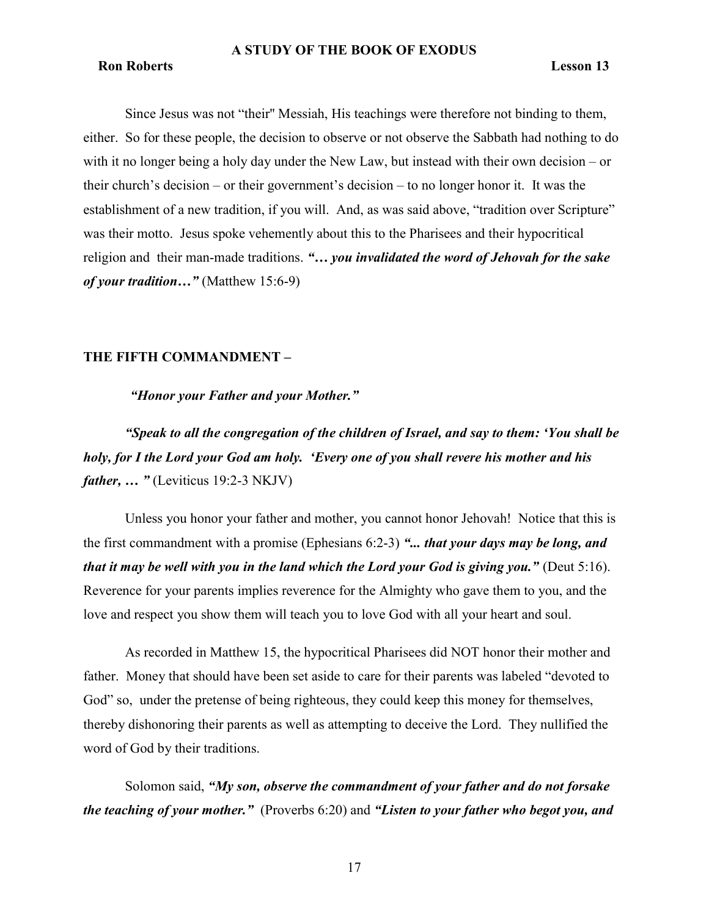Since Jesus was not “their" Messiah, His teachings were therefore not binding to them, either. So for these people, the decision to observe or not observe the Sabbath had nothing to do with it no longer being a holy day under the New Law, but instead with their own decision – or their church’s decision – or their government’s decision – to no longer honor it. It was the establishment of a new tradition, if you will. And, as was said above, “tradition over Scripture” was their motto. Jesus spoke vehemently about this to the Pharisees and their hypocritical religion and their man-made traditions. ***“… you invalidated the word of Jehovah for the sake of your tradition…”*** (Matthew 15:6-9)

**THE FIFTH COMMANDMENT –**

***“Honor your Father and your Mother.”***

***“Speak to all the congregation of the children of Israel, and say to them: ‘You shall be holy, for I the Lord your God am holy. ‘Every one of you shall revere his mother and his father, … ”*** (Leviticus 19:2-3 NKJV)

Unless you honor your father and mother, you cannot honor Jehovah! Notice that this is the first commandment with a promise (Ephesians 6:2-3) ***“... that your days may be long, and that it may be well with you in the land which the Lord your God is giving you.”*** (Deut 5:16). Reverence for your parents implies reverence for the Almighty who gave them to you, and the love and respect you show them will teach you to love God with all your heart and soul.

As recorded in Matthew 15, the hypocritical Pharisees did NOT honor their mother and father. Money that should have been set aside to care for their parents was labeled “devoted to God” so, under the pretense of being righteous, they could keep this money for themselves, thereby dishonoring their parents as well as attempting to deceive the Lord. They nullified the word of God by their traditions.

Solomon said, ***“My son, observe the commandment of your father and do not forsake the teaching of your mother.”*** (Proverbs 6:20) and ***“Listen to your father who begot you, and***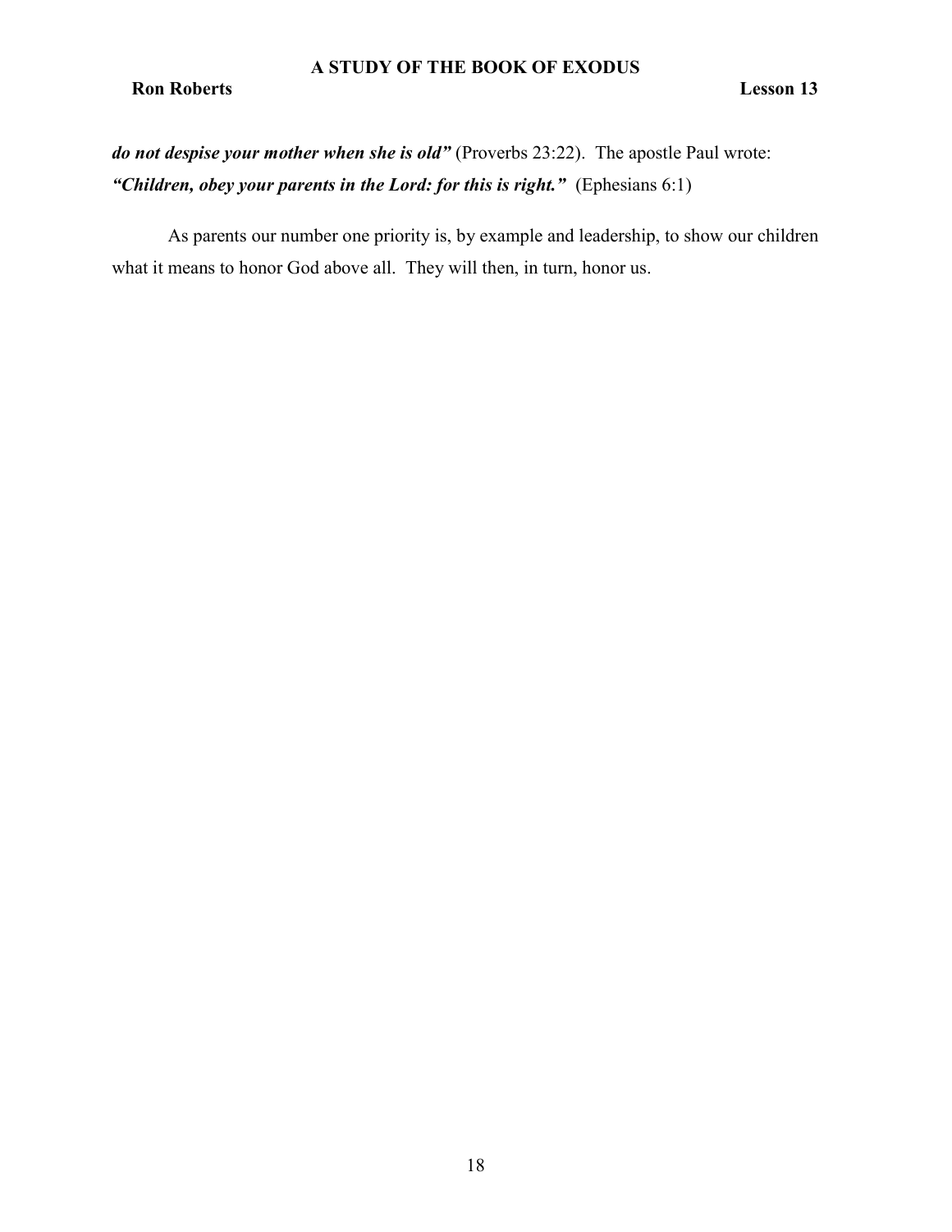***do not despise your mother when she is old"*** (Proverbs 23:22). The apostle Paul wrote: ***"Children, obey your parents in the Lord: for this is right."*** (Ephesians 6:1)

As parents our number one priority is, by example and leadership, to show our children what it means to honor God above all. They will then, in turn, honor us.